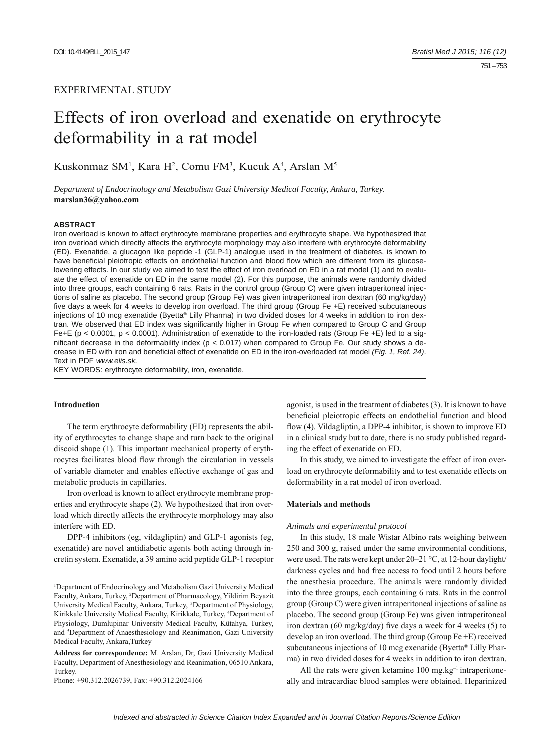EXPERIMENTAL STUDY

# Effects of iron overload and exenatide on erythrocyte deformability in a rat model

Kuskonmaz SM[1], Kara H[2], Comu FM[3], Kucuk A[4], Arslan M[5]

*Department of Endocrinology and Metabolism Gazi University Medical Faculty, Ankara, Turkey.*
**marslan36@yahoo.com**

**ABSTRACT**

Iron overload is known to affect erythrocyte membrane properties and erythrocyte shape. We hypothesized that iron overload which directly affects the erythrocyte morphology may also interfere with erythrocyte deformability (ED). Exenatide, a glucagon like peptide -1 (GLP-1) analogue used in the treatment of diabetes, is known to have beneficial pleiotropic effects on endothelial function and blood flow which are different from its glucose-lowering effects. In our study we aimed to test the effect of iron overload on ED in a rat model (1) and to evaluate the effect of exenatide on ED in the same model (2). For this purpose, the animals were randomly divided into three groups, each containing 6 rats. Rats in the control group (Group C) were given intraperitoneal injections of saline as placebo. The second group (Group Fe) was given intraperitoneal iron dextran (60 mg/kg/day) five days a week for 4 weeks to develop iron overload. The third group (Group Fe +E) received subcutaneous injections of 10 mcg exenatide (Byetta® Lilly Pharma) in two divided doses for 4 weeks in addition to iron dextran. We observed that ED index was significantly higher in Group Fe when compared to Group C and Group Fe+E ($p < 0.0001$, $p < 0.0001$). Administration of exenatide to the iron-loaded rats (Group Fe +E) led to a significant decrease in the deformability index ($p < 0.017$) when compared to Group Fe. Our study shows a decrease in ED with iron and beneficial effect of exenatide on ED in the iron-overloaded rat model *(Fig. 1, Ref. 24)*. Text in PDF *www.elis.sk.*

KEY WORDS: erythrocyte deformability, iron, exenatide.

## Introduction

The term erythrocyte deformability (ED) represents the ability of erythrocytes to change shape and turn back to the original discoid shape (1). This important mechanical property of erythrocytes facilitates blood flow through the circulation in vessels of variable diameter and enables effective exchange of gas and metabolic products in capillaries.

Iron overload is known to affect erythrocyte membrane properties and erythrocyte shape (2). We hypothesized that iron overload which directly affects the erythrocyte morphology may also interfere with ED.

DPP-4 inhibitors (eg, vildagliptin) and GLP-1 agonists (eg, exenatide) are novel antidiabetic agents both acting through incretin system. Exenatide, a 39 amino acid peptide GLP-1 receptor agonist, is used in the treatment of diabetes (3). It is known to have beneficial pleiotropic effects on endothelial function and blood flow (4). Vildagliptin, a DPP-4 inhibitor, is shown to improve ED in a clinical study but to date, there is no study published regarding the effect of exenatide on ED.

In this study, we aimed to investigate the effect of iron overload on erythrocyte deformability and to test exenatide effects on deformability in a rat model of iron overload.

## Materials and methods

*Animals and experimental protocol*

In this study, 18 male Wistar Albino rats weighing between 250 and 300 g, raised under the same environmental conditions, were used. The rats were kept under 20–21 °C, at 12-hour daylight/darkness cycles and had free access to food until 2 hours before the anesthesia procedure. The animals were randomly divided into the three groups, each containing 6 rats. Rats in the control group (Group C) were given intraperitoneal injections of saline as placebo. The second group (Group Fe) was given intraperitoneal iron dextran (60 mg/kg/day) five days a week for 4 weeks (5) to develop an iron overload. The third group (Group Fe +E) received subcutaneous injections of 10 mcg exenatide (Byetta® Lilly Pharma) in two divided doses for 4 weeks in addition to iron dextran.

All the rats were given ketamine 100 $mg.kg^{-1}$ intraperitoneally and intracardiac blood samples were obtained. Heparinized

---

[1]Department of Endocrinology and Metabolism Gazi University Medical Faculty, Ankara, Turkey, [2]Department of Pharmacology, Yildirim Beyazit University Medical Faculty, Ankara, Turkey, [3]Department of Physiology, Kirikkale University Medical Faculty, Kirikkale, Turkey, [4]Department of Physiology, Dumlupinar University Medical Faculty, Kütahya, Turkey, and [5]Department of Anaesthesiology and Reanimation, Gazi University Medical Faculty, Ankara,Turkey

**Address for correspondence:** M. Arslan, Dr, Gazi University Medical Faculty, Department of Anesthesiology and Reanimation, 06510 Ankara, Turkey.
Phone: +90.312.2026739, Fax: +90.312.2024166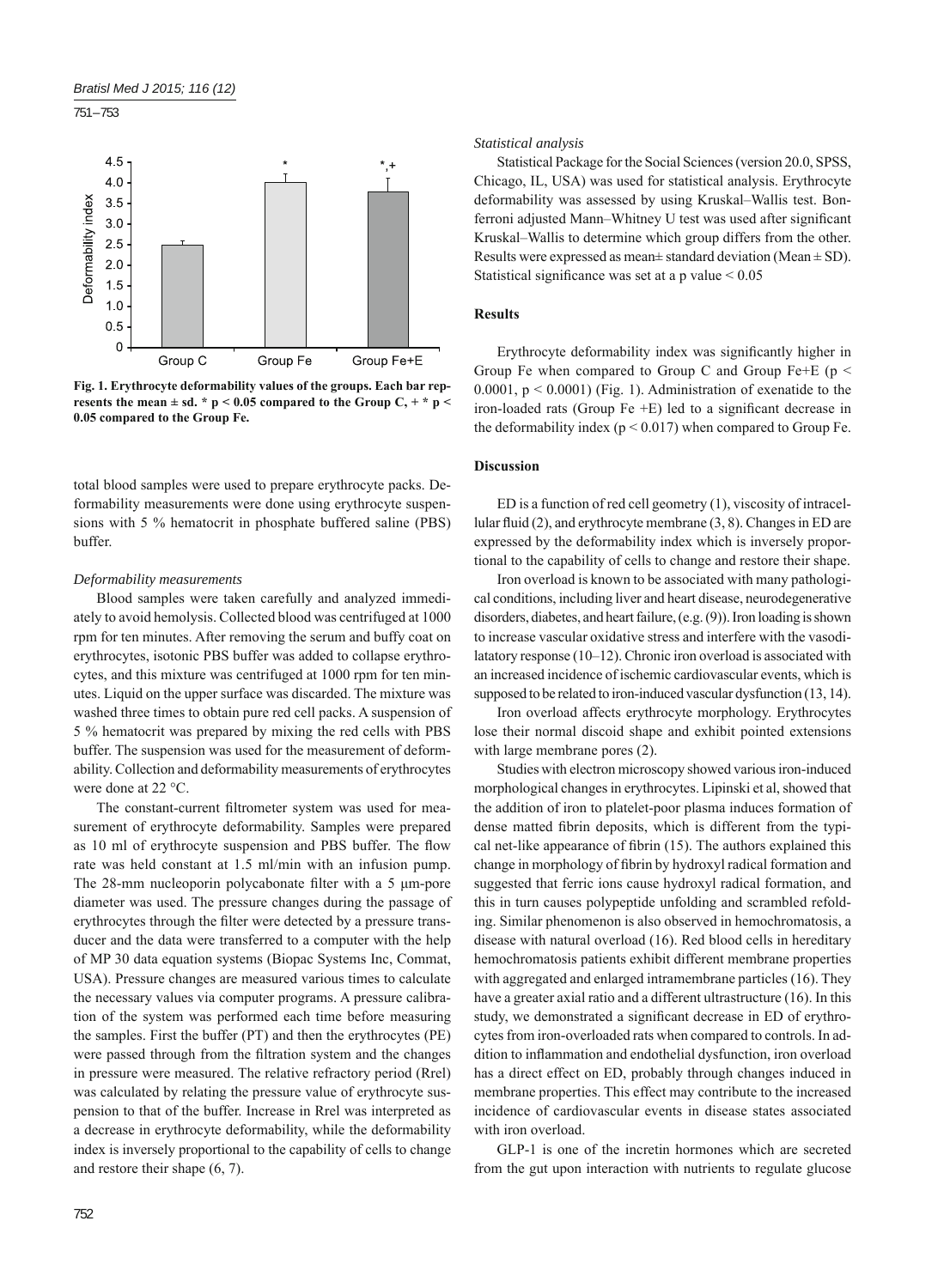Fig. 1. Erythrocyte deformability values of the groups. Each bar represents the mean ± sd. * $p < 0.05$ compared to the Group C, + * $p < 0.05$ compared to the Group Fe.

total blood samples were used to prepare erythrocyte packs. Deformability measurements were done using erythrocyte suspensions with 5 % hematocrit in phosphate buffered saline (PBS) buffer.

*Deformability measurements*

Blood samples were taken carefully and analyzed immediately to avoid hemolysis. Collected blood was centrifuged at 1000 rpm for ten minutes. After removing the serum and buffy coat on erythrocytes, isotonic PBS buffer was added to collapse erythrocytes, and this mixture was centrifuged at 1000 rpm for ten minutes. Liquid on the upper surface was discarded. The mixture was washed three times to obtain pure red cell packs. A suspension of 5 % hematocrit was prepared by mixing the red cells with PBS buffer. The suspension was used for the measurement of deformability. Collection and deformability measurements of erythrocytes were done at 22 °C.

The constant-current filtrometer system was used for measurement of erythrocyte deformability. Samples were prepared as 10 ml of erythrocyte suspension and PBS buffer. The flow rate was held constant at 1.5 ml/min with an infusion pump. The 28-mm nucleoporin polycabonate filter with a 5 μm-pore diameter was used. The pressure changes during the passage of erythrocytes through the filter were detected by a pressure transducer and the data were transferred to a computer with the help of MP 30 data equation systems (Biopac Systems Inc, Commat, USA). Pressure changes are measured various times to calculate the necessary values via computer programs. A pressure calibration of the system was performed each time before measuring the samples. First the buffer (PT) and then the erythrocytes (PE) were passed through from the filtration system and the changes in pressure were measured. The relative refractory period (Rrel) was calculated by relating the pressure value of erythrocyte suspension to that of the buffer. Increase in Rrel was interpreted as a decrease in erythrocyte deformability, while the deformability index is inversely proportional to the capability of cells to change and restore their shape (6, 7).

*Statistical analysis*

Statistical Package for the Social Sciences (version 20.0, SPSS, Chicago, IL, USA) was used for statistical analysis. Erythrocyte deformability was assessed by using Kruskal–Wallis test. Bonferroni adjusted Mann–Whitney U test was used after significant Kruskal–Wallis to determine which group differs from the other. Results were expressed as mean± standard deviation (Mean ± SD). Statistical significance was set at a p value < 0.05

## Results

Erythrocyte deformability index was significantly higher in Group Fe when compared to Group C and Group Fe+E ($p < 0.0001$, $p < 0.0001$) (Fig. 1). Administration of exenatide to the iron-loaded rats (Group Fe +E) led to a significant decrease in the deformability index ($p < 0.017$) when compared to Group Fe.

## Discussion

ED is a function of red cell geometry (1), viscosity of intracellular fluid (2), and erythrocyte membrane (3, 8). Changes in ED are expressed by the deformability index which is inversely proportional to the capability of cells to change and restore their shape.

Iron overload is known to be associated with many pathological conditions, including liver and heart disease, neurodegenerative disorders, diabetes, and heart failure, (e.g. (9)). Iron loading is shown to increase vascular oxidative stress and interfere with the vasodilatatory response (10–12). Chronic iron overload is associated with an increased incidence of ischemic cardiovascular events, which is supposed to be related to iron-induced vascular dysfunction (13, 14).

Iron overload affects erythrocyte morphology. Erythrocytes lose their normal discoid shape and exhibit pointed extensions with large membrane pores (2).

Studies with electron microscopy showed various iron-induced morphological changes in erythrocytes. Lipinski et al, showed that the addition of iron to platelet-poor plasma induces formation of dense matted fibrin deposits, which is different from the typical net-like appearance of fibrin (15). The authors explained this change in morphology of fibrin by hydroxyl radical formation and suggested that ferric ions cause hydroxyl radical formation, and this in turn causes polypeptide unfolding and scrambled refolding. Similar phenomenon is also observed in hemochromatosis, a disease with natural overload (16). Red blood cells in hereditary hemochromatosis patients exhibit different membrane properties with aggregated and enlarged intramembrane particles (16). They have a greater axial ratio and a different ultrastructure (16). In this study, we demonstrated a significant decrease in ED of erythrocytes from iron-overloaded rats when compared to controls. In addition to inflammation and endothelial dysfunction, iron overload has a direct effect on ED, probably through changes induced in membrane properties. This effect may contribute to the increased incidence of cardiovascular events in disease states associated with iron overload.

GLP-1 is one of the incretin hormones which are secreted from the gut upon interaction with nutrients to regulate glucose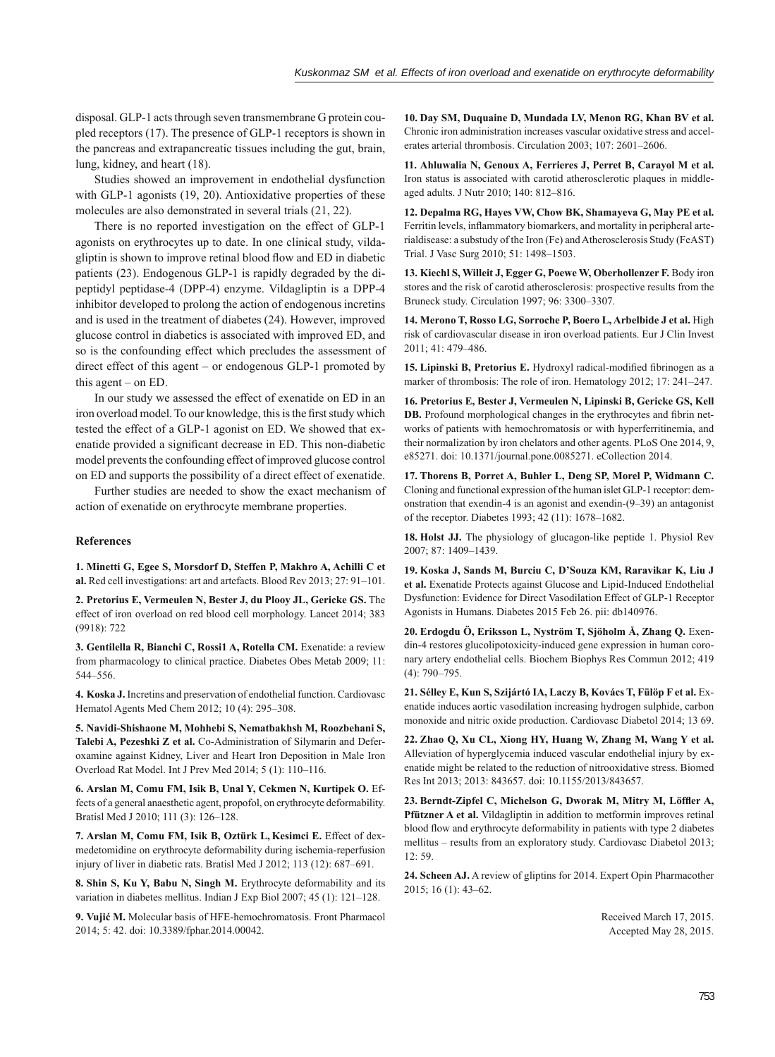disposal. GLP-1 acts through seven transmembrane G protein coupled receptors (17). The presence of GLP-1 receptors is shown in the pancreas and extrapancreatic tissues including the gut, brain, lung, kidney, and heart (18).

Studies showed an improvement in endothelial dysfunction with GLP-1 agonists (19, 20). Antioxidative properties of these molecules are also demonstrated in several trials (21, 22).

There is no reported investigation on the effect of GLP-1 agonists on erythrocytes up to date. In one clinical study, vildagliptin is shown to improve retinal blood flow and ED in diabetic patients (23). Endogenous GLP-1 is rapidly degraded by the dipeptidyl peptidase-4 (DPP-4) enzyme. Vildagliptin is a DPP-4 inhibitor developed to prolong the action of endogenous incretins and is used in the treatment of diabetes (24). However, improved glucose control in diabetics is associated with improved ED, and so is the confounding effect which precludes the assessment of direct effect of this agent – or endogenous GLP-1 promoted by this agent – on ED.

In our study we assessed the effect of exenatide on ED in an iron overload model. To our knowledge, this is the first study which tested the effect of a GLP-1 agonist on ED. We showed that exenatide provided a significant decrease in ED. This non-diabetic model prevents the confounding effect of improved glucose control on ED and supports the possibility of a direct effect of exenatide.

Further studies are needed to show the exact mechanism of action of exenatide on erythrocyte membrane properties.

## References

**1. Minetti G, Egee S, Morsdorf D, Steffen P, Makhro A, Achilli C et al.** Red cell investigations: art and artefacts. Blood Rev 2013; 27: 91–101.

**2. Pretorius E, Vermeulen N, Bester J, du Plooy JL, Gericke GS.** The effect of iron overload on red blood cell morphology. Lancet 2014; 383 (9918): 722

**3. Gentilella R, Bianchi C, Rossi1 A, Rotella CM.** Exenatide: a review from pharmacology to clinical practice. Diabetes Obes Metab 2009; 11: 544–556.

**4. Koska J.** Incretins and preservation of endothelial function. Cardiovasc Hematol Agents Med Chem 2012; 10 (4): 295–308.

**5. Navidi-Shishaone M, Mohhebi S, Nematbakhsh M, Roozbehani S, Talebi A, Pezeshki Z et al.** Co-Administration of Silymarin and Deferoxamine against Kidney, Liver and Heart Iron Deposition in Male Iron Overload Rat Model. Int J Prev Med 2014; 5 (1): 110–116.

**6. Arslan M, Comu FM, Isik B, Unal Y, Cekmen N, Kurtipek O.** Effects of a general anaesthetic agent, propofol, on erythrocyte deformability. Bratisl Med J 2010; 111 (3): 126–128.

**7. Arslan M, Comu FM, Isik B, Oztürk L, Kesimci E.** Effect of dexmedetomidine on erythrocyte deformability during ischemia-reperfusion injury of liver in diabetic rats. Bratisl Med J 2012; 113 (12): 687–691.

**8. Shin S, Ku Y, Babu N, Singh M.** Erythrocyte deformability and its variation in diabetes mellitus. Indian J Exp Biol 2007; 45 (1): 121–128.

**9. Vujić M.** Molecular basis of HFE-hemochromatosis. Front Pharmacol 2014; 5: 42. doi: 10.3389/fphar.2014.00042.

**10. Day SM, Duquaine D, Mundada LV, Menon RG, Khan BV et al.** Chronic iron administration increases vascular oxidative stress and accelerates arterial thrombosis. Circulation 2003; 107: 2601–2606.

**11. Ahluwalia N, Genoux A, Ferrieres J, Perret B, Carayol M et al.** Iron status is associated with carotid atherosclerotic plaques in middleaged adults. J Nutr 2010; 140: 812–816.

**12. Depalma RG, Hayes VW, Chow BK, Shamayeva G, May PE et al.** Ferritin levels, inflammatory biomarkers, and mortality in peripheral arterialdisease: a substudy of the Iron (Fe) and Atherosclerosis Study (FeAST) Trial. J Vasc Surg 2010; 51: 1498–1503.

**13. Kiechl S, Willeit J, Egger G, Poewe W, Oberhollenzer F.** Body iron stores and the risk of carotid atherosclerosis: prospective results from the Bruneck study. Circulation 1997; 96: 3300–3307.

**14. Merono T, Rosso LG, Sorroche P, Boero L, Arbelbide J et al.** High risk of cardiovascular disease in iron overload patients. Eur J Clin Invest 2011; 41: 479–486.

**15. Lipinski B, Pretorius E.** Hydroxyl radical-modified fibrinogen as a marker of thrombosis: The role of iron. Hematology 2012; 17: 241–247.

**16. Pretorius E, Bester J, Vermeulen N, Lipinski B, Gericke GS, Kell DB.** Profound morphological changes in the erythrocytes and fibrin networks of patients with hemochromatosis or with hyperferritinemia, and their normalization by iron chelators and other agents. PLoS One 2014, 9, e85271. doi: 10.1371/journal.pone.0085271. eCollection 2014.

**17. Thorens B, Porret A, Buhler L, Deng SP, Morel P, Widmann C.** Cloning and functional expression of the human islet GLP-1 receptor: demonstration that exendin-4 is an agonist and exendin-(9–39) an antagonist of the receptor. Diabetes 1993; 42 (11): 1678–1682.

**18. Holst JJ.** The physiology of glucagon-like peptide 1. Physiol Rev 2007; 87: 1409–1439.

**19. Koska J, Sands M, Burciu C, D'Souza KM, Raravikar K, Liu J et al.** Exenatide Protects against Glucose and Lipid-Induced Endothelial Dysfunction: Evidence for Direct Vasodilation Effect of GLP-1 Receptor Agonists in Humans. Diabetes 2015 Feb 26. pii: db140976.

**20. Erdogdu Ö, Eriksson L, Nyström T, Sjöholm Å, Zhang Q.** Exendin-4 restores glucolipotoxicity-induced gene expression in human coronary artery endothelial cells. Biochem Biophys Res Commun 2012; 419 (4): 790–795.

**21. Sélley E, Kun S, Szijártó IA, Laczy B, Kovács T, Fülöp F et al.** Exenatide induces aortic vasodilation increasing hydrogen sulphide, carbon monoxide and nitric oxide production. Cardiovasc Diabetol 2014; 13 69.

**22. Zhao Q, Xu CL, Xiong HY, Huang W, Zhang M, Wang Y et al.** Alleviation of hyperglycemia induced vascular endothelial injury by exenatide might be related to the reduction of nitrooxidative stress. Biomed Res Int 2013; 2013: 843657. doi: 10.1155/2013/843657.

**23. Berndt-Zipfel C, Michelson G, Dworak M, Mitry M, Löffler A, Pfützner A et al.** Vildagliptin in addition to metformin improves retinal blood flow and erythrocyte deformability in patients with type 2 diabetes mellitus – results from an exploratory study. Cardiovasc Diabetol 2013; 12: 59.

**24. Scheen AJ.** A review of gliptins for 2014. Expert Opin Pharmacother 2015; 16 (1): 43–62.

Received March 17, 2015.
Accepted May 28, 2015.